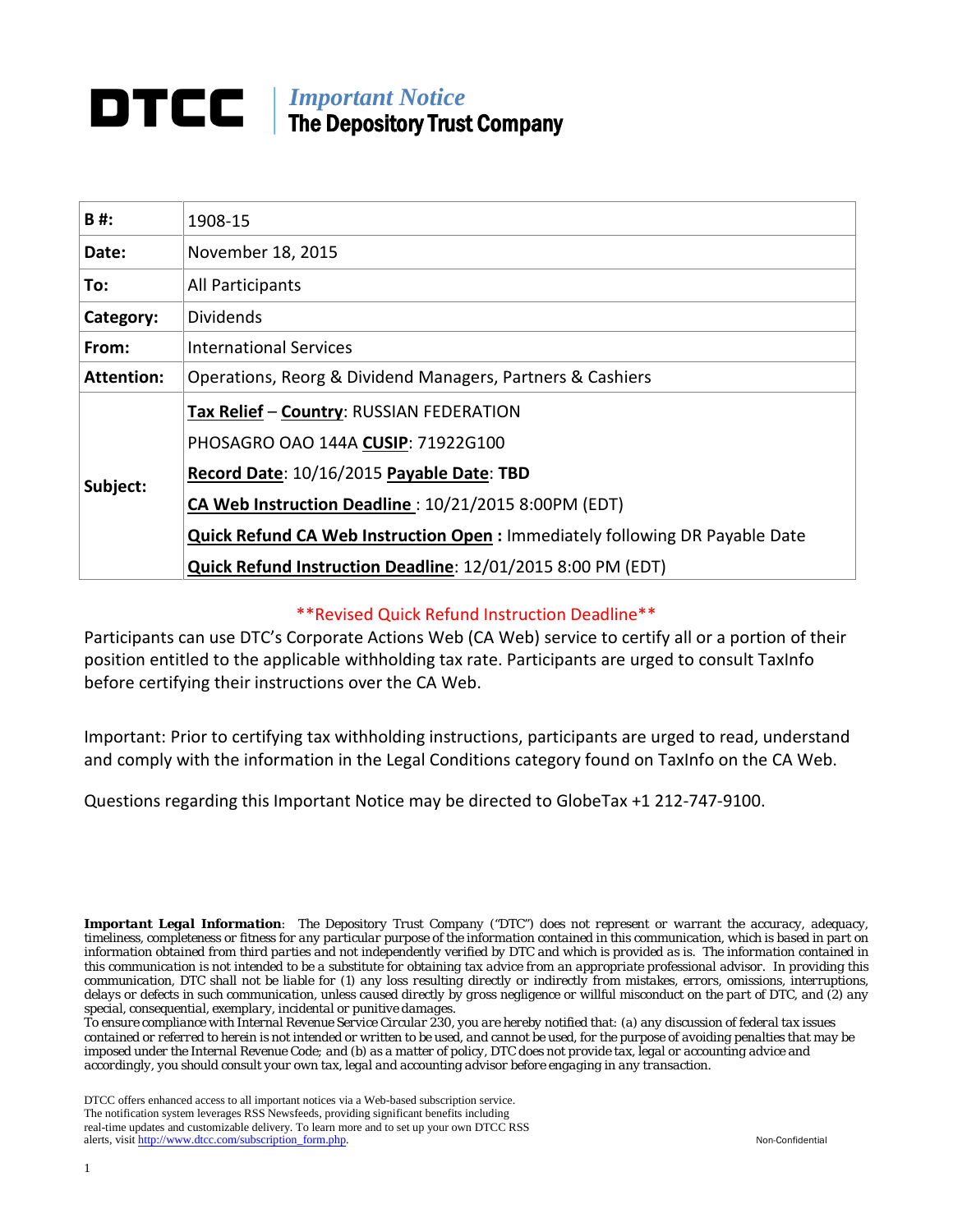# DTCC | *Important Notice* The Depository Trust Company

| | |
|---|---|
| **B #:** | 1908-15 |
| **Date:** | November 18, 2015 |
| **To:** | All Participants |
| **Category:** | Dividends |
| **From:** | International Services |
| **Attention:** | Operations, Reorg & Dividend Managers, Partners & Cashiers |
| **Subject:** | **Tax Relief** – **Country**: RUSSIAN FEDERATION<br>PHOSAGRO OAO 144A **CUSIP**: 71922G100<br>**Record Date**: 10/16/2015 **Payable Date**: **TBD**<br>**CA Web Instruction Deadline** : 10/21/2015 8:00PM (EDT)<br>**Quick Refund CA Web Instruction Open :** Immediately following DR Payable Date<br>**Quick Refund Instruction Deadline**: 12/01/2015 8:00 PM (EDT) |

**Revised Quick Refund Instruction Deadline**

Participants can use DTC's Corporate Actions Web (CA Web) service to certify all or a portion of their position entitled to the applicable withholding tax rate. Participants are urged to consult TaxInfo before certifying their instructions over the CA Web.

Important: Prior to certifying tax withholding instructions, participants are urged to read, understand and comply with the information in the Legal Conditions category found on TaxInfo on the CA Web.

Questions regarding this Important Notice may be directed to GlobeTax +1 212-747-9100.

***Important Legal Information***: The Depository Trust Company ("DTC") does not represent or warrant the accuracy, adequacy, timeliness, completeness or fitness for any particular purpose of the information contained in this communication, which is based in part on information obtained from third parties and not independently verified by DTC and which is provided as is. The information contained in this communication is not intended to be a substitute for obtaining tax advice from an appropriate professional advisor. In providing this communication, DTC shall not be liable for (1) any loss resulting directly or indirectly from mistakes, errors, omissions, interruptions, delays or defects in such communication, unless caused directly by gross negligence or willful misconduct on the part of DTC, and (2) any special, consequential, exemplary, incidental or punitive damages.
To ensure compliance with Internal Revenue Service Circular 230, you are hereby notified that: (a) any discussion of federal tax issues contained or referred to herein is not intended or written to be used, and cannot be used, for the purpose of avoiding penalties that may be imposed under the Internal Revenue Code; and (b) as a matter of policy, DTC does not provide tax, legal or accounting advice and accordingly, you should consult your own tax, legal and accounting advisor before engaging in any transaction.

DTCC offers enhanced access to all important notices via a Web-based subscription service. The notification system leverages RSS Newsfeeds, providing significant benefits including real-time updates and customizable delivery. To learn more and to set up your own DTCC RSS alerts, visit http://www.dtcc.com/subscription_form.php.

Non-Confidential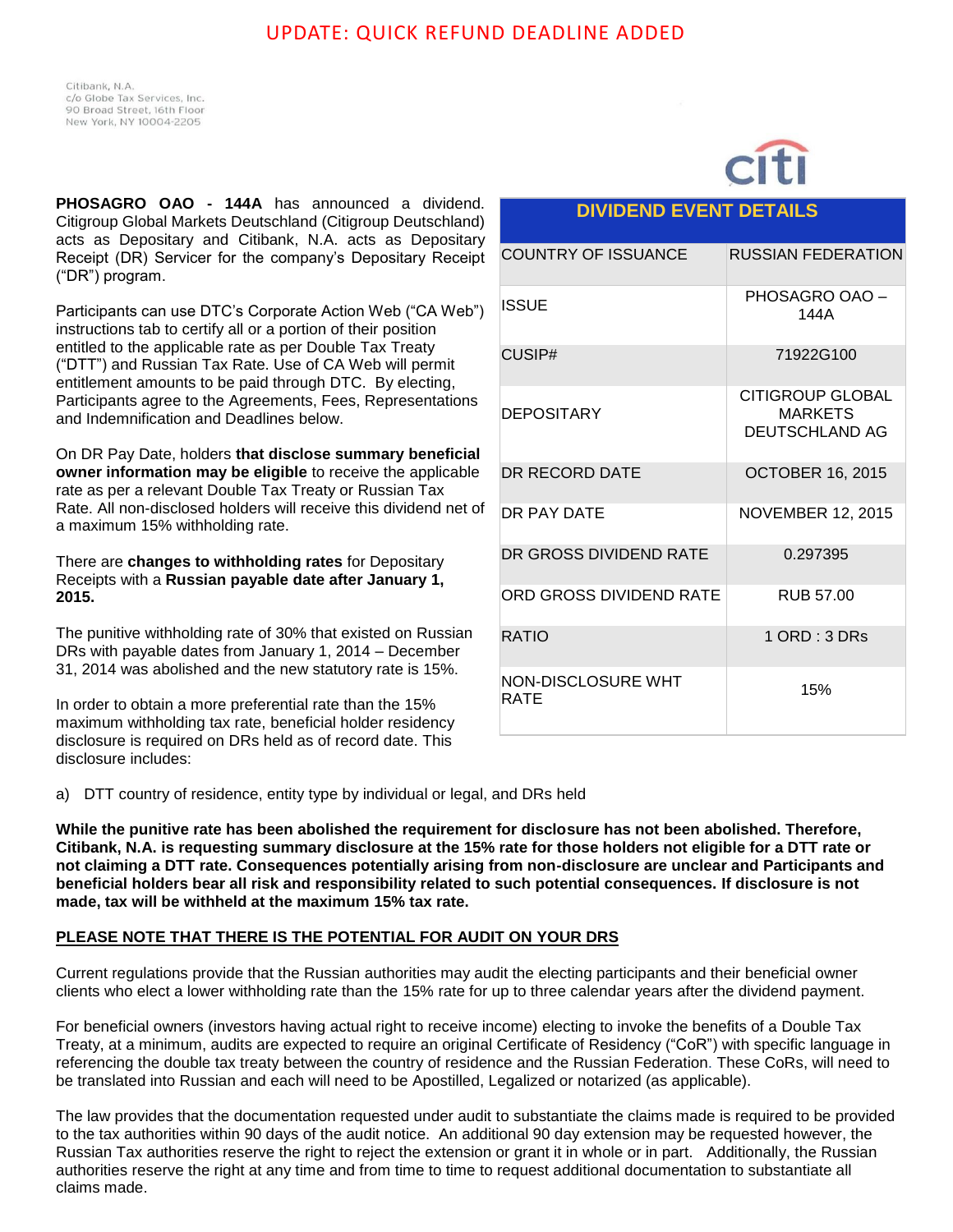UPDATE: QUICK REFUND DEADLINE ADDED

Citibank, N.A.
c/o Globe Tax Services, Inc.
90 Broad Street, 16th Floor
New York, NY 10004-2205

**PHOSAGRO OAO - 144A** has announced a dividend. Citigroup Global Markets Deutschland (Citigroup Deutschland) acts as Depositary and Citibank, N.A. acts as Depositary Receipt (DR) Servicer for the company's Depositary Receipt ("DR") program.

Participants can use DTC's Corporate Action Web ("CA Web") instructions tab to certify all or a portion of their position entitled to the applicable rate as per Double Tax Treaty ("DTT") and Russian Tax Rate. Use of CA Web will permit entitlement amounts to be paid through DTC. By electing, Participants agree to the Agreements, Fees, Representations and Indemnification and Deadlines below.

On DR Pay Date, holders **that disclose summary beneficial owner information may be eligible** to receive the applicable rate as per a relevant Double Tax Treaty or Russian Tax Rate. All non-disclosed holders will receive this dividend net of a maximum 15% withholding rate.

There are **changes to withholding rates** for Depositary Receipts with a **Russian payable date after January 1, 2015.**

The punitive withholding rate of 30% that existed on Russian DRs with payable dates from January 1, 2014 – December 31, 2014 was abolished and the new statutory rate is 15%.

In order to obtain a more preferential rate than the 15% maximum withholding tax rate, beneficial holder residency disclosure is required on DRs held as of record date. This disclosure includes:

| DIVIDEND EVENT DETAILS | |
|---|---|
| COUNTRY OF ISSUANCE | RUSSIAN FEDERATION |
| ISSUE | PHOSAGRO OAO – 144A |
| CUSIP# | 71922G100 |
| DEPOSITARY | CITIGROUP GLOBAL MARKETS DEUTSCHLAND AG |
| DR RECORD DATE | OCTOBER 16, 2015 |
| DR PAY DATE | NOVEMBER 12, 2015 |
| DR GROSS DIVIDEND RATE | 0.297395 |
| ORD GROSS DIVIDEND RATE | RUB 57.00 |
| RATIO | 1 ORD : 3 DRs |
| NON-DISCLOSURE WHT RATE | 15% |

a) DTT country of residence, entity type by individual or legal, and DRs held

**While the punitive rate has been abolished the requirement for disclosure has not been abolished. Therefore, Citibank, N.A. is requesting summary disclosure at the 15% rate for those holders not eligible for a DTT rate or not claiming a DTT rate. Consequences potentially arising from non-disclosure are unclear and Participants and beneficial holders bear all risk and responsibility related to such potential consequences. If disclosure is not made, tax will be withheld at the maximum 15% tax rate.**

**PLEASE NOTE THAT THERE IS THE POTENTIAL FOR AUDIT ON YOUR DRS**

Current regulations provide that the Russian authorities may audit the electing participants and their beneficial owner clients who elect a lower withholding rate than the 15% rate for up to three calendar years after the dividend payment.

For beneficial owners (investors having actual right to receive income) electing to invoke the benefits of a Double Tax Treaty, at a minimum, audits are expected to require an original Certificate of Residency ("CoR") with specific language in referencing the double tax treaty between the country of residence and the Russian Federation. These CoRs, will need to be translated into Russian and each will need to be Apostilled, Legalized or notarized (as applicable).

The law provides that the documentation requested under audit to substantiate the claims made is required to be provided to the tax authorities within 90 days of the audit notice. An additional 90 day extension may be requested however, the Russian Tax authorities reserve the right to reject the extension or grant it in whole or in part. Additionally, the Russian authorities reserve the right at any time and from time to time to request additional documentation to substantiate all claims made.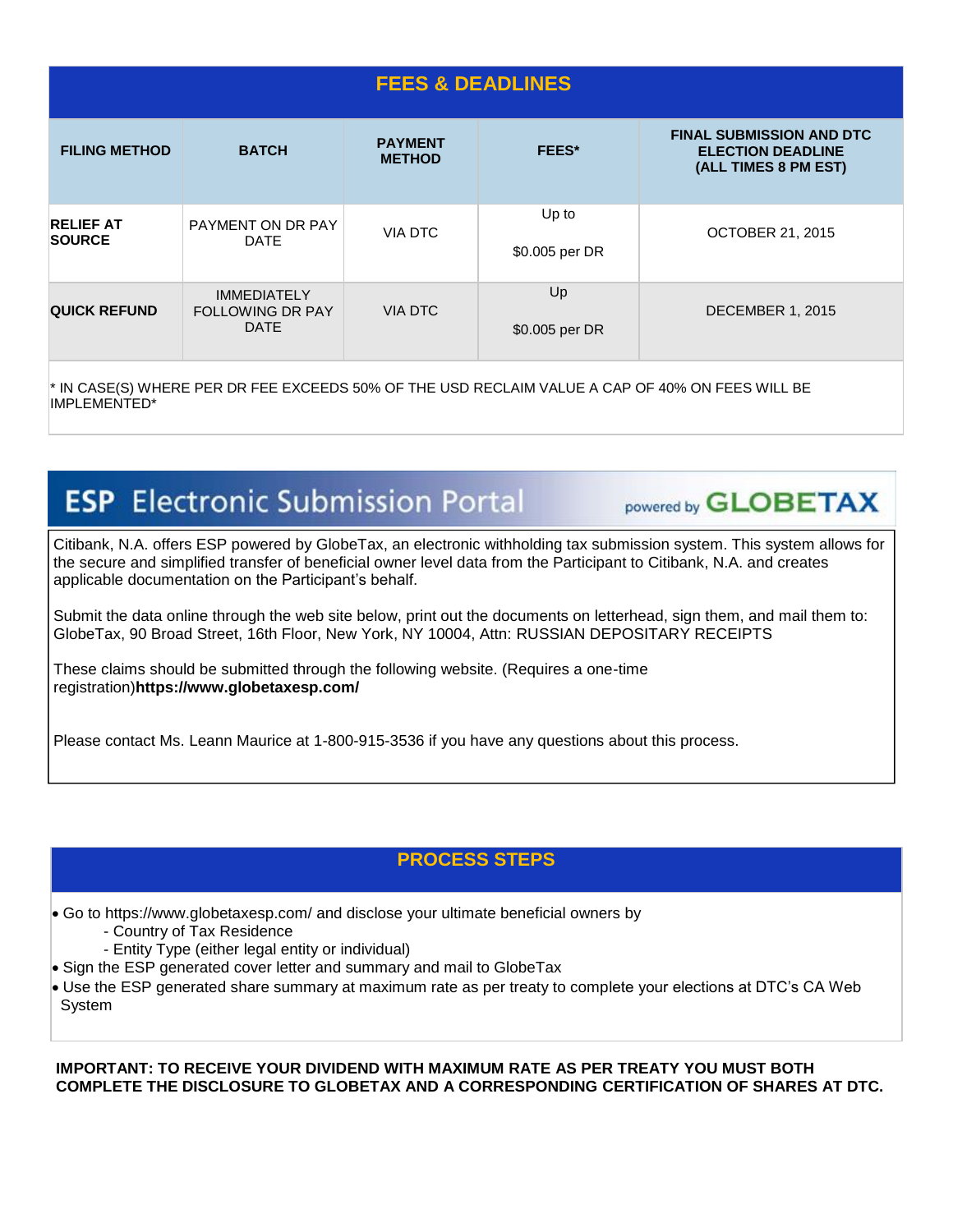## FEES & DEADLINES

| FILING METHOD | BATCH | PAYMENT METHOD | FEES* | FINAL SUBMISSION AND DTC ELECTION DEADLINE (ALL TIMES 8 PM EST) |
|---|---|---|---|---|
| **RELIEF AT SOURCE** | PAYMENT ON DR PAY DATE | VIA DTC | Up to $0.005 per DR | OCTOBER 21, 2015 |
| **QUICK REFUND** | IMMEDIATELY FOLLOWING DR PAY DATE | VIA DTC | Up $0.005 per DR | DECEMBER 1, 2015 |

\* IN CASE(S) WHERE PER DR FEE EXCEEDS 50% OF THE USD RECLAIM VALUE A CAP OF 40% ON FEES WILL BE IMPLEMENTED*

## ESP Electronic Submission Portal powered by GLOBETAX

Citibank, N.A. offers ESP powered by GlobeTax, an electronic withholding tax submission system. This system allows for the secure and simplified transfer of beneficial owner level data from the Participant to Citibank, N.A. and creates applicable documentation on the Participant's behalf.

Submit the data online through the web site below, print out the documents on letterhead, sign them, and mail them to: GlobeTax, 90 Broad Street, 16th Floor, New York, NY 10004, Attn: RUSSIAN DEPOSITARY RECEIPTS

These claims should be submitted through the following website. (Requires a one-time registration)**https://www.globetaxesp.com/**

Please contact Ms. Leann Maurice at 1-800-915-3536 if you have any questions about this process.

## PROCESS STEPS

- Go to https://www.globetaxesp.com/ and disclose your ultimate beneficial owners by
  - Country of Tax Residence
  - Entity Type (either legal entity or individual)
- Sign the ESP generated cover letter and summary and mail to GlobeTax
- Use the ESP generated share summary at maximum rate as per treaty to complete your elections at DTC's CA Web System

**IMPORTANT: TO RECEIVE YOUR DIVIDEND WITH MAXIMUM RATE AS PER TREATY YOU MUST BOTH COMPLETE THE DISCLOSURE TO GLOBETAX AND A CORRESPONDING CERTIFICATION OF SHARES AT DTC.**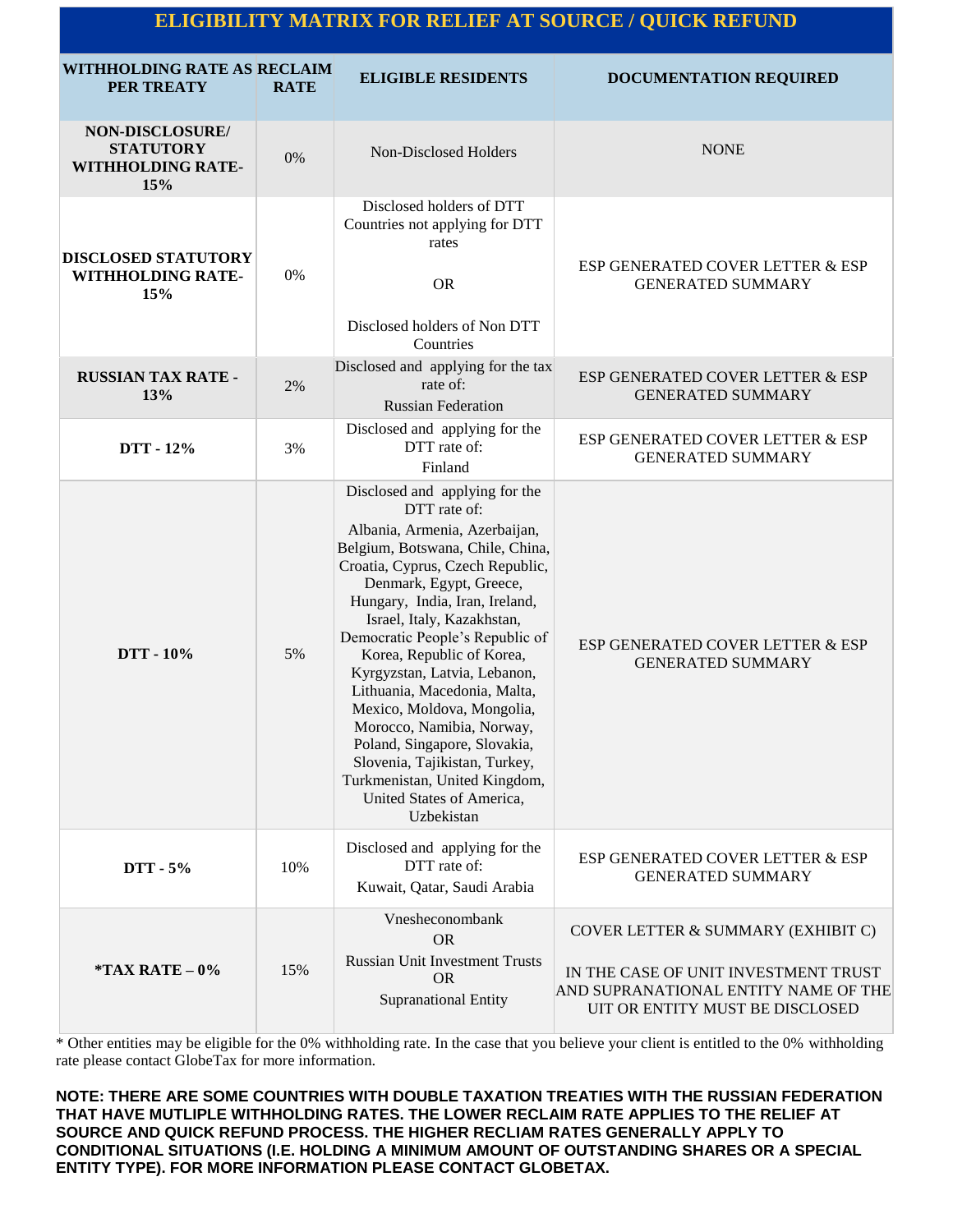# ELIGIBILITY MATRIX FOR RELIEF AT SOURCE / QUICK REFUND

| WITHHOLDING RATE AS PER TREATY | RECLAIM RATE | ELIGIBLE RESIDENTS | DOCUMENTATION REQUIRED |
|---|---|---|---|
| **NON-DISCLOSURE/ STATUTORY WITHHOLDING RATE- 15%** | 0% | Non-Disclosed Holders | NONE |
| **DISCLOSED STATUTORY WITHHOLDING RATE- 15%** | 0% | Disclosed holders of DTT Countries not applying for DTT rates<br><br>OR<br><br>Disclosed holders of Non DTT Countries | ESP GENERATED COVER LETTER & ESP GENERATED SUMMARY |
| **RUSSIAN TAX RATE - 13%** | 2% | Disclosed and applying for the tax rate of:<br>Russian Federation | ESP GENERATED COVER LETTER & ESP GENERATED SUMMARY |
| **DTT - 12%** | 3% | Disclosed and applying for the DTT rate of:<br>Finland | ESP GENERATED COVER LETTER & ESP GENERATED SUMMARY |
| **DTT - 10%** | 5% | Disclosed and applying for the DTT rate of:<br>Albania, Armenia, Azerbaijan, Belgium, Botswana, Chile, China, Croatia, Cyprus, Czech Republic, Denmark, Egypt, Greece, Hungary, India, Iran, Ireland, Israel, Italy, Kazakhstan, Democratic People's Republic of Korea, Republic of Korea, Kyrgyzstan, Latvia, Lebanon, Lithuania, Macedonia, Malta, Mexico, Moldova, Mongolia, Morocco, Namibia, Norway, Poland, Singapore, Slovakia, Slovenia, Tajikistan, Turkey, Turkmenistan, United Kingdom, United States of America, Uzbekistan | ESP GENERATED COVER LETTER & ESP GENERATED SUMMARY |
| **DTT - 5%** | 10% | Disclosed and applying for the DTT rate of:<br>Kuwait, Qatar, Saudi Arabia | ESP GENERATED COVER LETTER & ESP GENERATED SUMMARY |
| **\*TAX RATE – 0%** | 15% | Vnesheconombank<br>OR<br>Russian Unit Investment Trusts<br>OR<br>Supranational Entity | COVER LETTER & SUMMARY (EXHIBIT C)<br><br>IN THE CASE OF UNIT INVESTMENT TRUST AND SUPRANATIONAL ENTITY NAME OF THE UIT OR ENTITY MUST BE DISCLOSED |

* Other entities may be eligible for the 0% withholding rate. In the case that you believe your client is entitled to the 0% withholding rate please contact GlobeTax for more information.

**NOTE: THERE ARE SOME COUNTRIES WITH DOUBLE TAXATION TREATIES WITH THE RUSSIAN FEDERATION THAT HAVE MUTLIPLE WITHHOLDING RATES. THE LOWER RECLAIM RATE APPLIES TO THE RELIEF AT SOURCE AND QUICK REFUND PROCESS. THE HIGHER RECLIAM RATES GENERALLY APPLY TO CONDITIONAL SITUATIONS (I.E. HOLDING A MINIMUM AMOUNT OF OUTSTANDING SHARES OR A SPECIAL ENTITY TYPE). FOR MORE INFORMATION PLEASE CONTACT GLOBETAX.**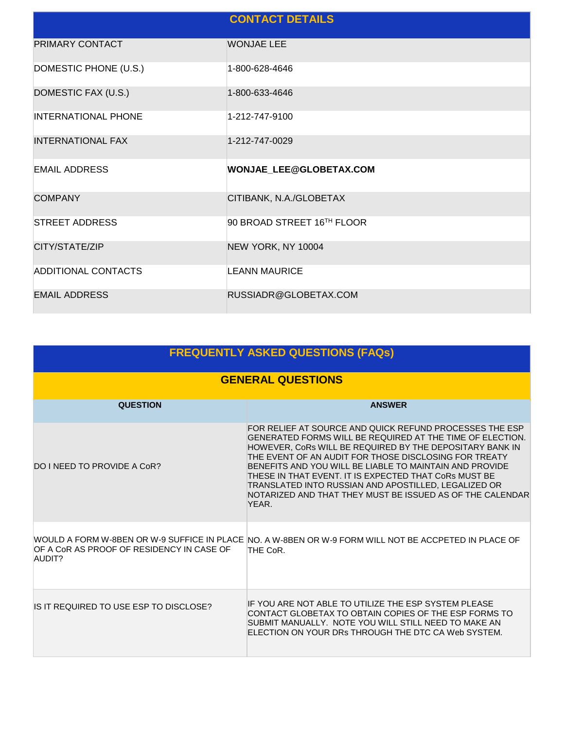## CONTACT DETAILS

| | |
|---|---|
| PRIMARY CONTACT | WONJAE LEE |
| DOMESTIC PHONE (U.S.) | 1-800-628-4646 |
| DOMESTIC FAX (U.S.) | 1-800-633-4646 |
| INTERNATIONAL PHONE | 1-212-747-9100 |
| INTERNATIONAL FAX | 1-212-747-0029 |
| EMAIL ADDRESS | **WONJAE_LEE@GLOBETAX.COM** |
| COMPANY | CITIBANK, N.A./GLOBETAX |
| STREET ADDRESS | 90 BROAD STREET 16TH FLOOR |
| CITY/STATE/ZIP | NEW YORK, NY 10004 |
| ADDITIONAL CONTACTS | LEANN MAURICE |
| EMAIL ADDRESS | RUSSIADR@GLOBETAX.COM |

## FREQUENTLY ASKED QUESTIONS (FAQs)

### GENERAL QUESTIONS

| QUESTION | ANSWER |
|---|---|
| DO I NEED TO PROVIDE A CoR? | FOR RELIEF AT SOURCE AND QUICK REFUND PROCESSES THE ESP GENERATED FORMS WILL BE REQUIRED AT THE TIME OF ELECTION. HOWEVER, CoRs WILL BE REQUIRED BY THE DEPOSITARY BANK IN THE EVENT OF AN AUDIT FOR THOSE DISCLOSING FOR TREATY BENEFITS AND YOU WILL BE LIABLE TO MAINTAIN AND PROVIDE THESE IN THAT EVENT. IT IS EXPECTED THAT CoRs MUST BE TRANSLATED INTO RUSSIAN AND APOSTILLED, LEGALIZED OR NOTARIZED AND THAT THEY MUST BE ISSUED AS OF THE CALENDAR YEAR. |
| WOULD A FORM W-8BEN OR W-9 SUFFICE IN PLACE OF A CoR AS PROOF OF RESIDENCY IN CASE OF AUDIT? | NO. A W-8BEN OR W-9 FORM WILL NOT BE ACCPETED IN PLACE OF THE CoR. |
| IS IT REQUIRED TO USE ESP TO DISCLOSE? | IF YOU ARE NOT ABLE TO UTILIZE THE ESP SYSTEM PLEASE CONTACT GLOBETAX TO OBTAIN COPIES OF THE ESP FORMS TO SUBMIT MANUALLY. NOTE YOU WILL STILL NEED TO MAKE AN ELECTION ON YOUR DRs THROUGH THE DTC CA Web SYSTEM. |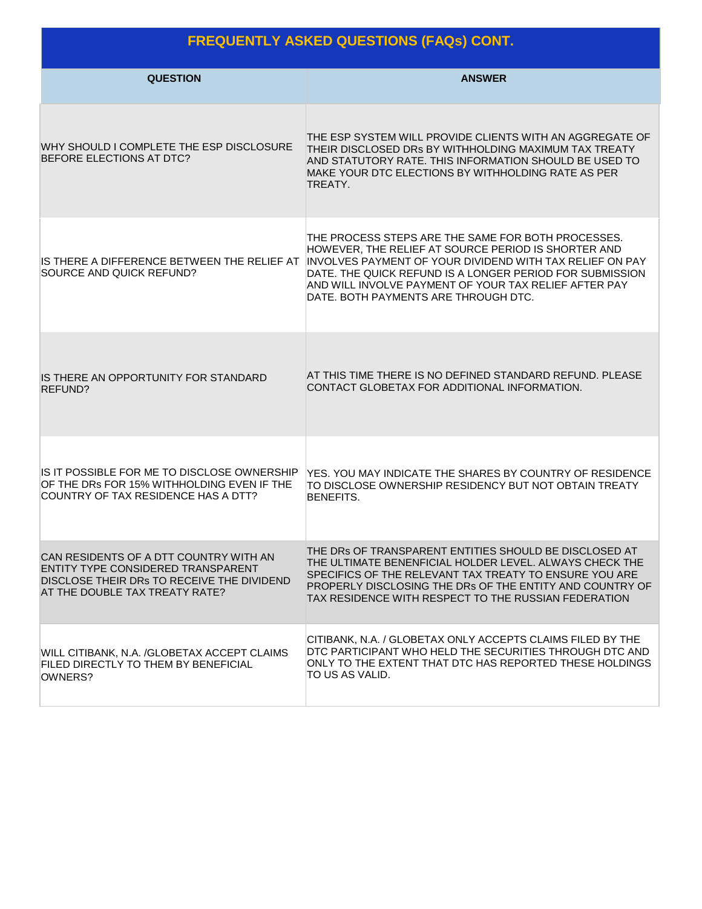## FREQUENTLY ASKED QUESTIONS (FAQs) CONT.

| QUESTION | ANSWER |
|---|---|
| WHY SHOULD I COMPLETE THE ESP DISCLOSURE BEFORE ELECTIONS AT DTC? | THE ESP SYSTEM WILL PROVIDE CLIENTS WITH AN AGGREGATE OF THEIR DISCLOSED DRs BY WITHHOLDING MAXIMUM TAX TREATY AND STATUTORY RATE. THIS INFORMATION SHOULD BE USED TO MAKE YOUR DTC ELECTIONS BY WITHHOLDING RATE AS PER TREATY. |
| IS THERE A DIFFERENCE BETWEEN THE RELIEF AT SOURCE AND QUICK REFUND? | THE PROCESS STEPS ARE THE SAME FOR BOTH PROCESSES. HOWEVER, THE RELIEF AT SOURCE PERIOD IS SHORTER AND INVOLVES PAYMENT OF YOUR DIVIDEND WITH TAX RELIEF ON PAY DATE. THE QUICK REFUND IS A LONGER PERIOD FOR SUBMISSION AND WILL INVOLVE PAYMENT OF YOUR TAX RELIEF AFTER PAY DATE. BOTH PAYMENTS ARE THROUGH DTC. |
| IS THERE AN OPPORTUNITY FOR STANDARD REFUND? | AT THIS TIME THERE IS NO DEFINED STANDARD REFUND. PLEASE CONTACT GLOBETAX FOR ADDITIONAL INFORMATION. |
| IS IT POSSIBLE FOR ME TO DISCLOSE OWNERSHIP OF THE DRs FOR 15% WITHHOLDING EVEN IF THE COUNTRY OF TAX RESIDENCE HAS A DTT? | YES. YOU MAY INDICATE THE SHARES BY COUNTRY OF RESIDENCE TO DISCLOSE OWNERSHIP RESIDENCY BUT NOT OBTAIN TREATY BENEFITS. |
| CAN RESIDENTS OF A DTT COUNTRY WITH AN ENTITY TYPE CONSIDERED TRANSPARENT DISCLOSE THEIR DRs TO RECEIVE THE DIVIDEND AT THE DOUBLE TAX TREATY RATE? | THE DRs OF TRANSPARENT ENTITIES SHOULD BE DISCLOSED AT THE ULTIMATE BENENFICIAL HOLDER LEVEL. ALWAYS CHECK THE SPECIFICS OF THE RELEVANT TAX TREATY TO ENSURE YOU ARE PROPERLY DISCLOSING THE DRs OF THE ENTITY AND COUNTRY OF TAX RESIDENCE WITH RESPECT TO THE RUSSIAN FEDERATION |
| WILL CITIBANK, N.A. /GLOBETAX ACCEPT CLAIMS FILED DIRECTLY TO THEM BY BENEFICIAL OWNERS? | CITIBANK, N.A. / GLOBETAX ONLY ACCEPTS CLAIMS FILED BY THE DTC PARTICIPANT WHO HELD THE SECURITIES THROUGH DTC AND ONLY TO THE EXTENT THAT DTC HAS REPORTED THESE HOLDINGS TO US AS VALID. |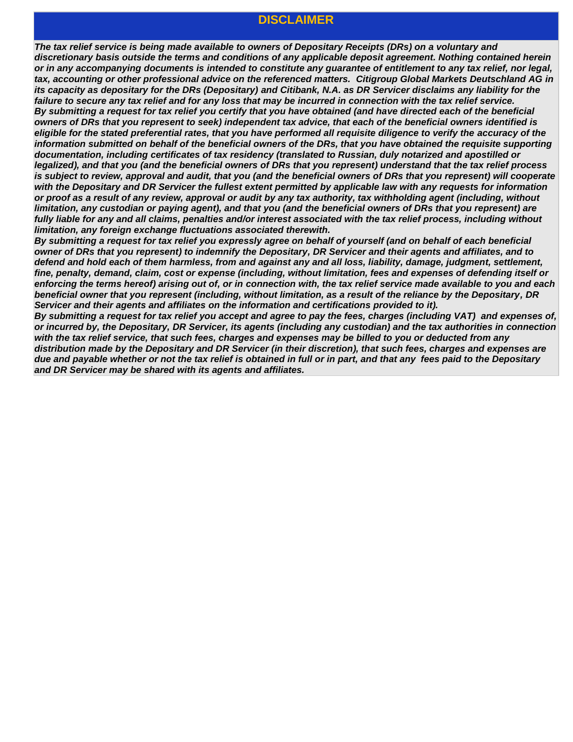# DISCLAIMER

***The tax relief service is being made available to owners of Depositary Receipts (DRs) on a voluntary and discretionary basis outside the terms and conditions of any applicable deposit agreement. Nothing contained herein or in any accompanying documents is intended to constitute any guarantee of entitlement to any tax relief, nor legal, tax, accounting or other professional advice on the referenced matters. Citigroup Global Markets Deutschland AG in its capacity as depositary for the DRs (Depositary) and Citibank, N.A. as DR Servicer disclaims any liability for the failure to secure any tax relief and for any loss that may be incurred in connection with the tax relief service.***

***By submitting a request for tax relief you certify that you have obtained (and have directed each of the beneficial owners of DRs that you represent to seek) independent tax advice, that each of the beneficial owners identified is eligible for the stated preferential rates, that you have performed all requisite diligence to verify the accuracy of the information submitted on behalf of the beneficial owners of the DRs, that you have obtained the requisite supporting documentation, including certificates of tax residency (translated to Russian, duly notarized and apostilled or legalized), and that you (and the beneficial owners of DRs that you represent) understand that the tax relief process is subject to review, approval and audit, that you (and the beneficial owners of DRs that you represent) will cooperate with the Depositary and DR Servicer the fullest extent permitted by applicable law with any requests for information or proof as a result of any review, approval or audit by any tax authority, tax withholding agent (including, without limitation, any custodian or paying agent), and that you (and the beneficial owners of DRs that you represent) are fully liable for any and all claims, penalties and/or interest associated with the tax relief process, including without limitation, any foreign exchange fluctuations associated therewith.***

***By submitting a request for tax relief you expressly agree on behalf of yourself (and on behalf of each beneficial owner of DRs that you represent) to indemnify the Depositary, DR Servicer and their agents and affiliates, and to defend and hold each of them harmless, from and against any and all loss, liability, damage, judgment, settlement, fine, penalty, demand, claim, cost or expense (including, without limitation, fees and expenses of defending itself or enforcing the terms hereof) arising out of, or in connection with, the tax relief service made available to you and each beneficial owner that you represent (including, without limitation, as a result of the reliance by the Depositary, DR Servicer and their agents and affiliates on the information and certifications provided to it).***

***By submitting a request for tax relief you accept and agree to pay the fees, charges (including VAT) and expenses of, or incurred by, the Depositary, DR Servicer, its agents (including any custodian) and the tax authorities in connection with the tax relief service, that such fees, charges and expenses may be billed to you or deducted from any distribution made by the Depositary and DR Servicer (in their discretion), that such fees, charges and expenses are due and payable whether or not the tax relief is obtained in full or in part, and that any fees paid to the Depositary and DR Servicer may be shared with its agents and affiliates.***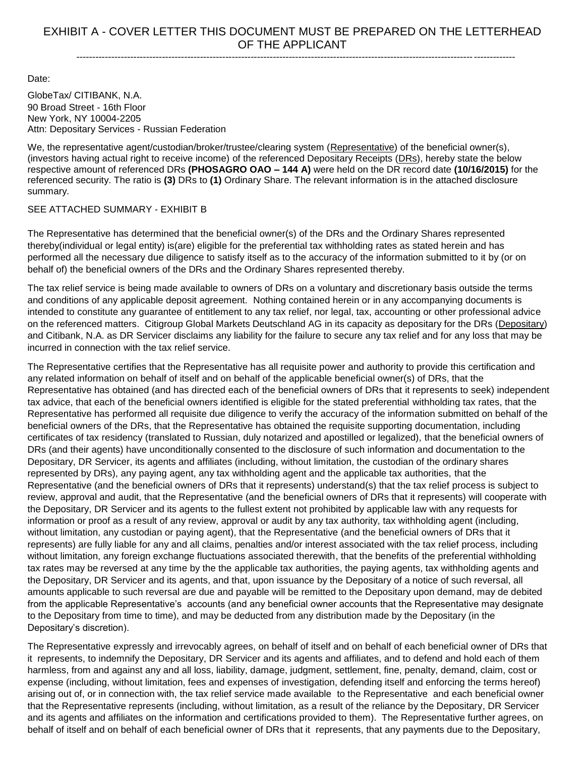# EXHIBIT A - COVER LETTER THIS DOCUMENT MUST BE PREPARED ON THE LETTERHEAD OF THE APPLICANT

---

Date:

GlobeTax/ CITIBANK, N.A.
90 Broad Street - 16th Floor
New York, NY 10004-2205
Attn: Depositary Services - Russian Federation

We, the representative agent/custodian/broker/trustee/clearing system (Representative) of the beneficial owner(s), (investors having actual right to receive income) of the referenced Depositary Receipts (DRs), hereby state the below respective amount of referenced DRs **(PHOSAGRO OAO – 144 A)** were held on the DR record date **(10/16/2015)** for the referenced security. The ratio is **(3)** DRs to **(1)** Ordinary Share. The relevant information is in the attached disclosure summary.

SEE ATTACHED SUMMARY - EXHIBIT B

The Representative has determined that the beneficial owner(s) of the DRs and the Ordinary Shares represented thereby(individual or legal entity) is(are) eligible for the preferential tax withholding rates as stated herein and has performed all the necessary due diligence to satisfy itself as to the accuracy of the information submitted to it by (or on behalf of) the beneficial owners of the DRs and the Ordinary Shares represented thereby.

The tax relief service is being made available to owners of DRs on a voluntary and discretionary basis outside the terms and conditions of any applicable deposit agreement. Nothing contained herein or in any accompanying documents is intended to constitute any guarantee of entitlement to any tax relief, nor legal, tax, accounting or other professional advice on the referenced matters. Citigroup Global Markets Deutschland AG in its capacity as depositary for the DRs (Depositary) and Citibank, N.A. as DR Servicer disclaims any liability for the failure to secure any tax relief and for any loss that may be incurred in connection with the tax relief service.

The Representative certifies that the Representative has all requisite power and authority to provide this certification and any related information on behalf of itself and on behalf of the applicable beneficial owner(s) of DRs, that the Representative has obtained (and has directed each of the beneficial owners of DRs that it represents to seek) independent tax advice, that each of the beneficial owners identified is eligible for the stated preferential withholding tax rates, that the Representative has performed all requisite due diligence to verify the accuracy of the information submitted on behalf of the beneficial owners of the DRs, that the Representative has obtained the requisite supporting documentation, including certificates of tax residency (translated to Russian, duly notarized and apostilled or legalized), that the beneficial owners of DRs (and their agents) have unconditionally consented to the disclosure of such information and documentation to the Depositary, DR Servicer, its agents and affiliates (including, without limitation, the custodian of the ordinary shares represented by DRs), any paying agent, any tax withholding agent and the applicable tax authorities, that the Representative (and the beneficial owners of DRs that it represents) understand(s) that the tax relief process is subject to review, approval and audit, that the Representative (and the beneficial owners of DRs that it represents) will cooperate with the Depositary, DR Servicer and its agents to the fullest extent not prohibited by applicable law with any requests for information or proof as a result of any review, approval or audit by any tax authority, tax withholding agent (including, without limitation, any custodian or paying agent), that the Representative (and the beneficial owners of DRs that it represents) are fully liable for any and all claims, penalties and/or interest associated with the tax relief process, including without limitation, any foreign exchange fluctuations associated therewith, that the benefits of the preferential withholding tax rates may be reversed at any time by the the applicable tax authorities, the paying agents, tax withholding agents and the Depositary, DR Servicer and its agents, and that, upon issuance by the Depositary of a notice of such reversal, all amounts applicable to such reversal are due and payable will be remitted to the Depositary upon demand, may de debited from the applicable Representative's accounts (and any beneficial owner accounts that the Representative may designate to the Depositary from time to time), and may be deducted from any distribution made by the Depositary (in the Depositary's discretion).

The Representative expressly and irrevocably agrees, on behalf of itself and on behalf of each beneficial owner of DRs that it represents, to indemnify the Depositary, DR Servicer and its agents and affiliates, and to defend and hold each of them harmless, from and against any and all loss, liability, damage, judgment, settlement, fine, penalty, demand, claim, cost or expense (including, without limitation, fees and expenses of investigation, defending itself and enforcing the terms hereof) arising out of, or in connection with, the tax relief service made available to the Representative and each beneficial owner that the Representative represents (including, without limitation, as a result of the reliance by the Depositary, DR Servicer and its agents and affiliates on the information and certifications provided to them). The Representative further agrees, on behalf of itself and on behalf of each beneficial owner of DRs that it represents, that any payments due to the Depositary,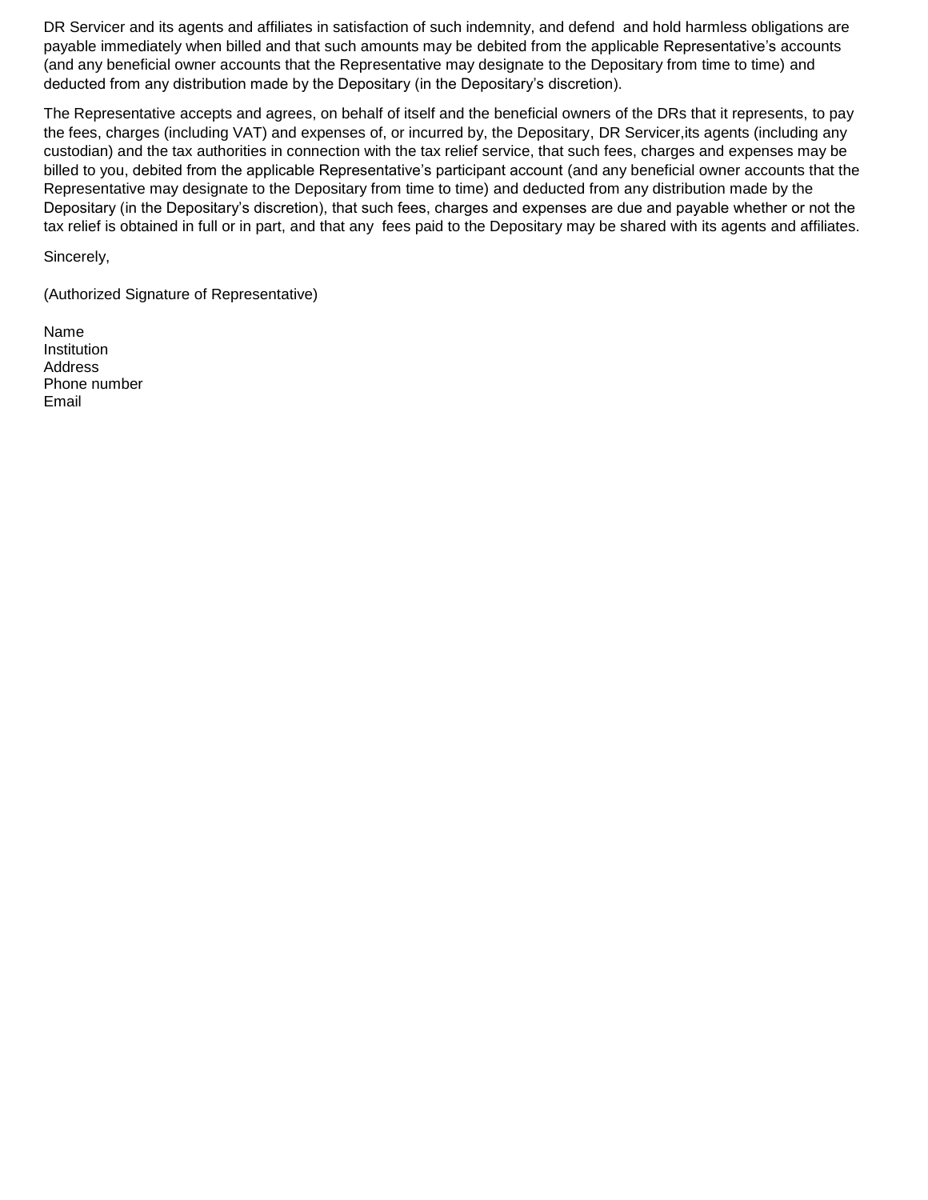DR Servicer and its agents and affiliates in satisfaction of such indemnity, and defend and hold harmless obligations are payable immediately when billed and that such amounts may be debited from the applicable Representative's accounts (and any beneficial owner accounts that the Representative may designate to the Depositary from time to time) and deducted from any distribution made by the Depositary (in the Depositary's discretion).

The Representative accepts and agrees, on behalf of itself and the beneficial owners of the DRs that it represents, to pay the fees, charges (including VAT) and expenses of, or incurred by, the Depositary, DR Servicer,its agents (including any custodian) and the tax authorities in connection with the tax relief service, that such fees, charges and expenses may be billed to you, debited from the applicable Representative's participant account (and any beneficial owner accounts that the Representative may designate to the Depositary from time to time) and deducted from any distribution made by the Depositary (in the Depositary's discretion), that such fees, charges and expenses are due and payable whether or not the tax relief is obtained in full or in part, and that any fees paid to the Depositary may be shared with its agents and affiliates.

Sincerely,

(Authorized Signature of Representative)

Name
Institution
Address
Phone number
Email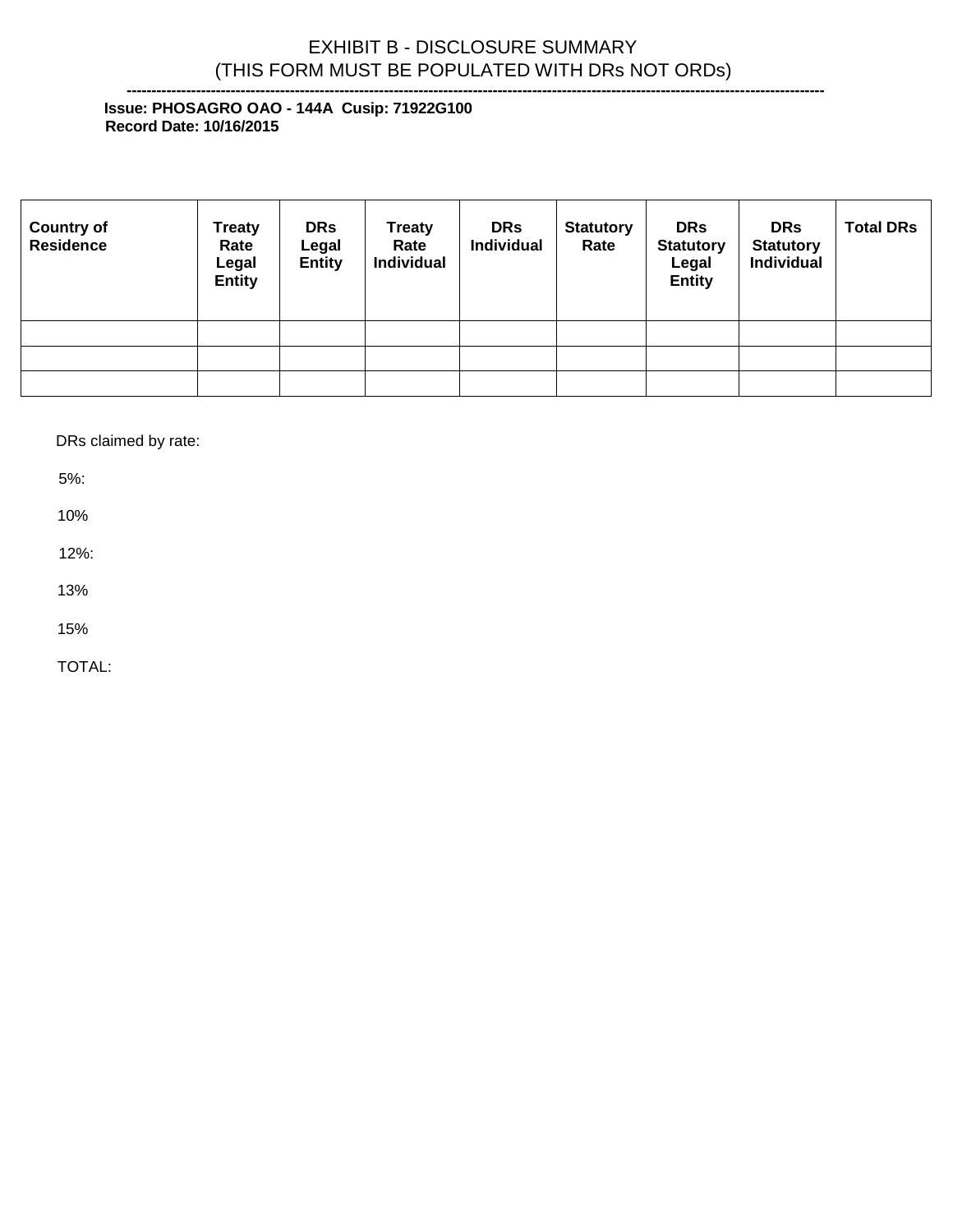# EXHIBIT B - DISCLOSURE SUMMARY
## (THIS FORM MUST BE POPULATED WITH DRs NOT ORDs)

-----------------------------------------------------------------------------------------------------------------------------------------

**Issue: PHOSAGRO OAO - 144A Cusip: 71922G100**
**Record Date: 10/16/2015**

| Country of Residence | Treaty Rate Legal Entity | DRs Legal Entity | Treaty Rate Individual | DRs Individual | Statutory Rate | DRs Statutory Legal Entity | DRs Statutory Individual | Total DRs |
| --- | --- | --- | --- | --- | --- | --- | --- | --- |
| | | | | | | | | |
| | | | | | | | | |
| | | | | | | | | |

DRs claimed by rate:

5%:

10%

12%:

13%

15%

TOTAL: